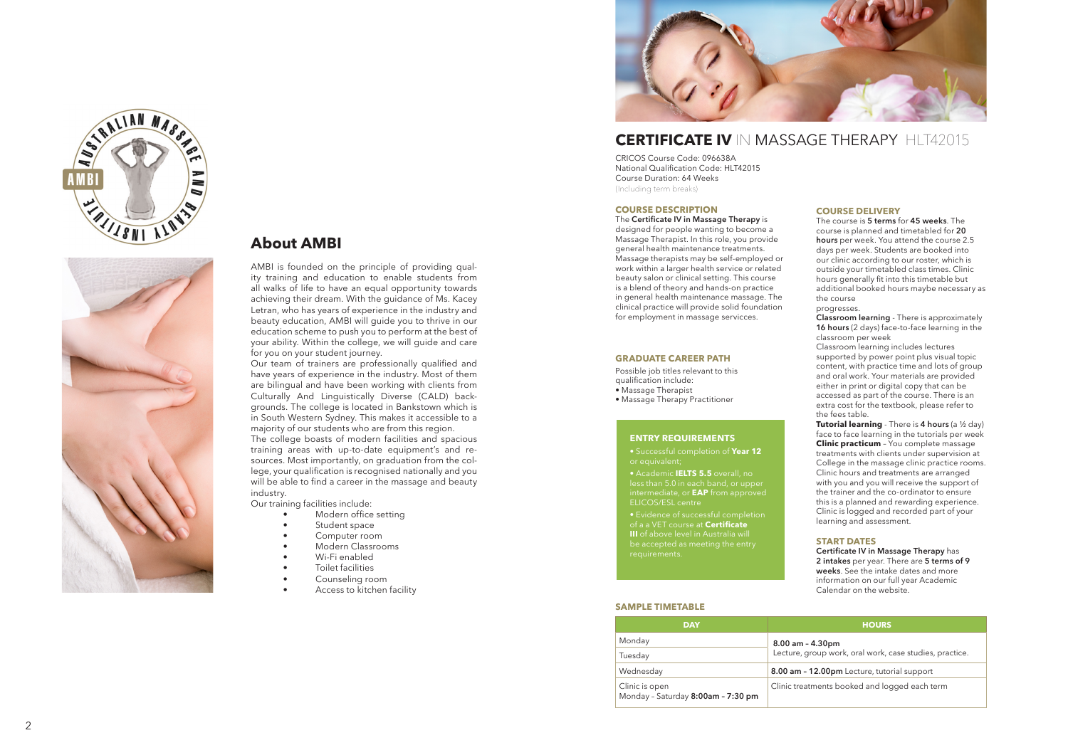## About AMBI

AMBI is founded on the principle of providing quality training and education to enable students from all walks of life to have an equal opportunity towards achieving their dream. With the guidance of Ms. Kacey Letran, who has years of experience in the industry and beauty education, AMBI will guide you to thrive in our education scheme to push you to perform at the best of your ability. Within the college, we will guide and care for you on your student journey.

Our team of trainers are professionally qualified and have years of experience in the industry. Most of them are bilingual and have been working with clients from Culturally And Linguistically Diverse (CALD) backgrounds. The college is located in Bankstown which is in South Western Sydney. This makes it accessible to a majority of our students who are from this region.

The college boasts of modern facilities and spacious training areas with up-to-date equipment's and resources. Most importantly, on graduation from the college, your qualification is recognised nationally and you will be able to find a career in the massage and beauty industry.

Our training facilities include:

- Modern office setting
- Student space
- Computer room
- Modern Classrooms
- Wi-Fi enabled
- Toilet facilities
- Counseling room
- Access to kitchen facility

# CERTIFICATE IV IN MASSAGE THERAPY HLT42015

CRICOS Course Code: 096638A
National Qualification Code: HLT42015
Course Duration: 64 Weeks
(Including term breaks)

### COURSE DESCRIPTION

The **Certificate IV in Massage Therapy** is designed for people wanting to become a Massage Therapist. In this role, you provide general health maintenance treatments. Massage therapists may be self-employed or work within a larger health service or related beauty salon or clinical setting. This course is a blend of theory and hands-on practice in general health maintenance massage. The clinical practice will provide solid foundation for employment in massage servicces.

### GRADUATE CAREER PATH

Possible job titles relevant to this qualification include:

- Massage Therapist
- Massage Therapy Practitioner

### ENTRY REQUIREMENTS

- Successful completion of **Year 12** or equivalent;
- Academic **IELTS 5.5** overall, no less than 5.0 in each band, or upper intermediate, or **EAP** from approved ELICOS/ESL centre
- Evidence of successful completion of a a VET course at **Certificate III** of above level in Australia will be accepted as meeting the entry requirements.

### COURSE DELIVERY

The course is **5 terms** for **45 weeks**. The course is planned and timetabled for **20 hours** per week. You attend the course 2.5 days per week. Students are booked into our clinic according to our roster, which is outside your timetabled class times. Clinic hours generally fit into this timetable but additional booked hours maybe necessary as the course progresses.

**Classroom learning** - There is approximately **16 hours** (2 days) face-to-face learning in the classroom per week

Classroom learning includes lectures supported by power point plus visual topic content, with practice time and lots of group and oral work. Your materials are provided either in print or digital copy that can be accessed as part of the course. There is an extra cost for the textbook, please refer to the fees table.

**Tutorial learning** - There is **4 hours** (a ½ day) face to face learning in the tutorials per week

**Clinic practicum** – You complete massage treatments with clients under supervision at College in the massage clinic practice rooms. Clinic hours and treatments are arranged with you and you will receive the support of the trainer and the co-ordinator to ensure this is a planned and rewarding experience. Clinic is logged and recorded part of your learning and assessment.

### START DATES

**Certificate IV in Massage Therapy** has **2 intakes** per year. There are **5 terms of 9 weeks**. See the intake dates and more information on our full year Academic Calendar on the website.

### SAMPLE TIMETABLE

| DAY | HOURS |
|---|---|
| Monday | **8.00 am – 4.30pm** Lecture, group work, oral work, case studies, practice. |
| Tuesday | |
| Wednesday | **8.00 am – 12.00pm** Lecture, tutorial support |
| Clinic is open Monday – Saturday **8:00am – 7:30 pm** | Clinic treatments booked and logged each term |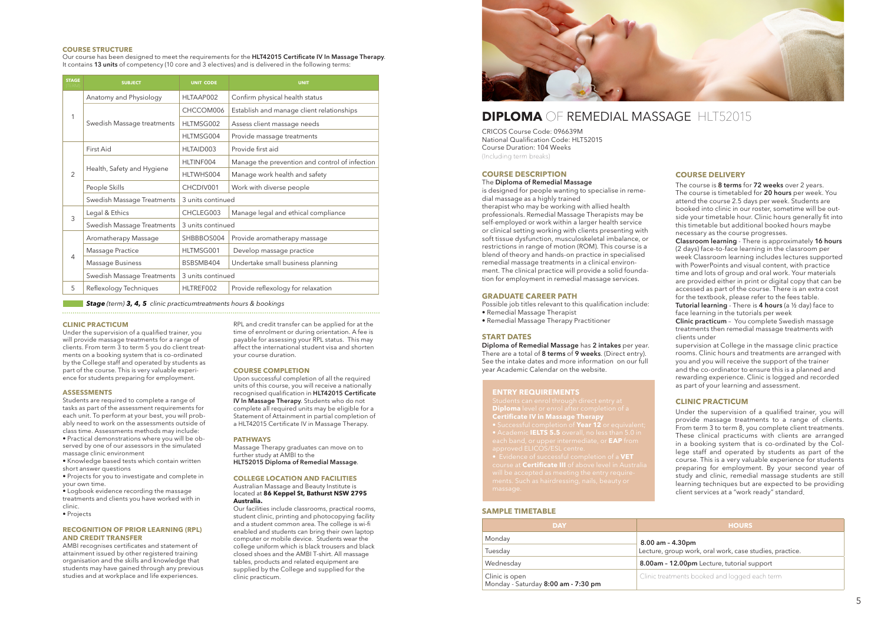### COURSE STRUCTURE

Our course has been designed to meet the requirements for the **HLT42015 Certificate IV In Massage Therapy**. It contains **13 units** of competency (10 core and 3 electives) and is delivered in the following terms:

| STAGE (TERM) | SUBJECT | UNIT CODE | UNIT |
|---|---|---|---|
| 1 | Anatomy and Physiology | HLTAAP002 | Confirm physical health status |
| | Swedish Massage treatments | CHCCOM006 | Establish and manage client relationships |
| | | HLTMSG002 | Assess client massage needs |
| | | HLTMSG004 | Provide massage treatments |
| 2 | First Aid | HLTAID003 | Provide first aid |
| | Health, Safety and Hygiene | HLTINF004 | Manage the prevention and control of infection |
| | | HLTWHS004 | Manage work health and safety |
| | People Skills | CHCDIV001 | Work with diverse people |
| | Swedish Massage Treatments | 3 units continued | |
| 3 | Legal & Ethics | CHCLEG003 | Manage legal and ethical compliance |
| | Swedish Massage Treatments | 3 units continued | |
| 4 | Aromatherapy Massage | SHBBBOS004 | Provide aromatherapy massage |
| | Massage Practice | HLTMSG001 | Develop massage practice |
| | Massage Business | BSBSMB404 | Undertake small business planning |
| | Swedish Massage Treatments | 3 units continued | |
| 5 | Reflexology Techniques | HLTREF002 | Provide reflexology for relaxation |

***Stage** (term) **3, 4, 5*** *clinic practicumtreatments hours & bookings*

### CLINIC PRACTICUM

Under the supervision of a qualified trainer, you will provide massage treatments for a range of clients. From term 3 to term 5 you do client treatments on a booking system that is co-ordinated by the College staff and operated by students as part of the course. This is very valuable experience for students preparing for employment.

### ASSESSMENTS

Students are required to complete a range of tasks as part of the assessment requirements for each unit. To perform at your best, you will probably need to work on the assessments outside of class time. Assessments methods may include:

- Practical demonstrations where you will be observed by one of our assessors in the simulated massage clinic environment
- Knowledge based tests which contain written short answer questions
- Projects for you to investigate and complete in your own time.
- Logbook evidence recording the massage treatments and clients you have worked with in clinic.
- Projects

### RECOGNITION OF PRIOR LEARNING (RPL) AND CREDIT TRANSFER

AMBI recognises certificates and statement of attainment issued by other registered training organisation and the skills and knowledge that students may have gained through any previous studies and at workplace and life experiences.

RPL and credit transfer can be applied for at the time of enrolment or during orientation. A fee is payable for assessing your RPL status. This may affect the international student visa and shorten your course duration.

### COURSE COMPLETION

Upon successful completion of all the required units of this course, you will receive a nationally recognised qualification in **HLT42015 Certificate IV In Massage Therapy**. Students who do not complete all required units may be eligible for a Statement of Attainment in partial completion of a HLT42015 Certificate IV in Massage Therapy.

### PATHWAYS

Massage Therapy graduates can move on to further study at AMBI to the **HLT52015 Diploma of Remedial Massage**.

### COLLEGE LOCATION AND FACILITIES

Australian Massage and Beauty Institute is located at **86 Keppel St, Bathurst NSW 2795 Australia.**

Our facilities include classrooms, practical rooms, student clinic, printing and photocopying facility and a student common area. The college is wi-fi enabled and students can bring their own laptop computer or mobile device. Students wear the college uniform which is black trousers and black closed shoes and the AMBI T-shirt. All massage tables, products and related equipment are supplied by the College and supplied for the clinic practicum.

# DIPLOMA OF REMEDIAL MASSAGE HLT52015

CRICOS Course Code: 096639M
National Qualification Code: HLT52015
Course Duration: 104 Weeks
(Including term breaks)

### COURSE DESCRIPTION

The **Diploma of Remedial Massage** is designed for people wanting to specialise in remedial massage as a highly trained therapist who may be working with allied health professionals. Remedial Massage Therapists may be self-employed or work within a larger health service or clinical setting working with clients presenting with soft tissue dysfunction, musculoskeletal imbalance, or restrictions in range of motion (ROM). This course is a blend of theory and hands-on practice in specialised remedial massage treatments in a clinical environment. The clinical practice will provide a solid foundation for employment in remedial massage services.

### GRADUATE CAREER PATH

Possible job titles relevant to this qualification include:

- Remedial Massage Therapist
- Remedial Massage Therapy Practitioner

### START DATES

**Diploma of Remedial Massage** has **2 intakes** per year. There are a total of **8 terms** of **9 weeks**. (Direct entry). See the intake dates and more information on our full year Academic Calendar on the website.

### ENTRY REQUIREMENTS

Students can enrol through direct entry at **Diploma** level or enrol after completion of a **Certificate IV in Massage Therapy**

- Successful completion of **Year 12** or equivalent;
- Academic **IELTS 5.5** overall, no less than 5.0 in each band, or upper intermediate, or **EAP** from approved ELICOS/ESL centre.
- Evidence of successful completion of a **VET** course at **Certificate III** of above level in Australia will be accepted as meeting the entry requirements. Such as hairdressing, nails, beauty or massage.

### COURSE DELIVERY

The course is **8 terms** for **72 weeks** over 2 years. The course is timetabled for **20 hours** per week. You attend the course 2.5 days per week. Students are booked into clinic in our roster, sometime will be outside your timetable hour. Clinic hours generally fit into this timetable but additional booked hours maybe necessary as the course progresses.

**Classroom learning** - There is approximately **16 hours** (2 days) face-to-face learning in the classroom per week Classroom learning includes lectures supported with PowerPoints and visual content, with practice time and lots of group and oral work. Your materials are provided either in print or digital copy that can be accessed as part of the course. There is an extra cost for the textbook, please refer to the fees table.

**Tutorial learning** - There is **4 hours** (a ½ day) face to face learning in the tutorials per week

**Clinic practicum** – You complete Swedish massage treatments then remedial massage treatments with clients under supervision at College in the massage clinic practice rooms. Clinic hours and treatments are arranged with you and you will receive the support of the trainer and the co-ordinator to ensure this is a planned and rewarding experience. Clinic is logged and recorded as part of your learning and assessment.

### CLINIC PRACTICUM

Under the supervision of a qualified trainer, you will provide massage treatments to a range of clients. From term 3 to term 8, you complete client treatments. These clinical practicums with clients are arranged in a booking system that is co-ordinated by the College staff and operated by students as part of the course. This is a very valuable experience for students preparing for employment. By your second year of study and clinic, remedial massage students are still learning techniques but are expected to be providing client services at a "work ready" standard.

### SAMPLE TIMETABLE

| DAY | HOURS |
|---|---|
| Monday | **8.00 am – 4.30pm** Lecture, group work, oral work, case studies, practice. |
| Tuesday | |
| Wednesday | **8.00am – 12.00pm** Lecture, tutorial support |
| Clinic is open Monday - Saturday **8:00 am - 7:30 pm** | Clinic treatments booked and logged each term |